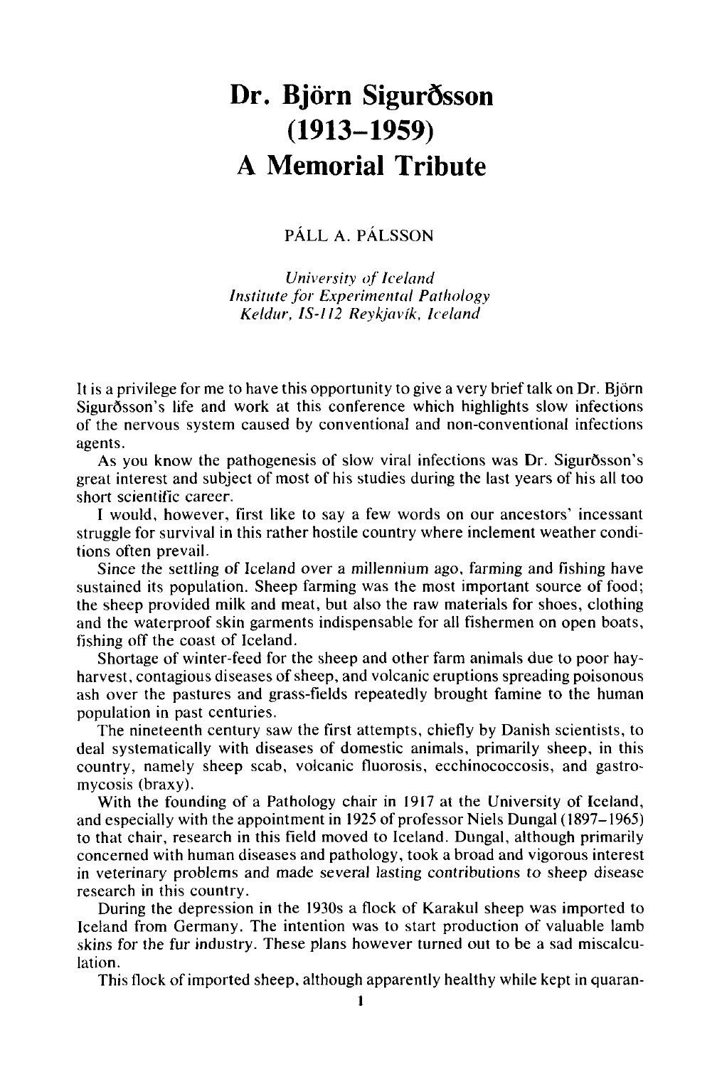# Dr. Björn Sigurðsson (1913–1959) A Memorial Tribute

PÁLL A. PÁLSSON

*University of Iceland*
*Institute for Experimental Pathology*
*Keldur, IS-112 Reykjavík, Iceland*

It is a privilege for me to have this opportunity to give a very brief talk on Dr. Björn Sigurðsson's life and work at this conference which highlights slow infections of the nervous system caused by conventional and non-conventional infections agents.

As you know the pathogenesis of slow viral infections was Dr. Sigurðsson's great interest and subject of most of his studies during the last years of his all too short scientific career.

I would, however, first like to say a few words on our ancestors' incessant struggle for survival in this rather hostile country where inclement weather conditions often prevail.

Since the settling of Iceland over a millennium ago, farming and fishing have sustained its population. Sheep farming was the most important source of food; the sheep provided milk and meat, but also the raw materials for shoes, clothing and the waterproof skin garments indispensable for all fishermen on open boats, fishing off the coast of Iceland.

Shortage of winter-feed for the sheep and other farm animals due to poor hay-harvest, contagious diseases of sheep, and volcanic eruptions spreading poisonous ash over the pastures and grass-fields repeatedly brought famine to the human population in past centuries.

The nineteenth century saw the first attempts, chiefly by Danish scientists, to deal systematically with diseases of domestic animals, primarily sheep, in this country, namely sheep scab, volcanic fluorosis, ecchinococcosis, and gastromycosis (braxy).

With the founding of a Pathology chair in 1917 at the University of Iceland, and especially with the appointment in 1925 of professor Niels Dungal (1897–1965) to that chair, research in this field moved to Iceland. Dungal, although primarily concerned with human diseases and pathology, took a broad and vigorous interest in veterinary problems and made several lasting contributions to sheep disease research in this country.

During the depression in the 1930s a flock of Karakul sheep was imported to Iceland from Germany. The intention was to start production of valuable lamb skins for the fur industry. These plans however turned out to be a sad miscalculation.

This flock of imported sheep, although apparently healthy while kept in quaran-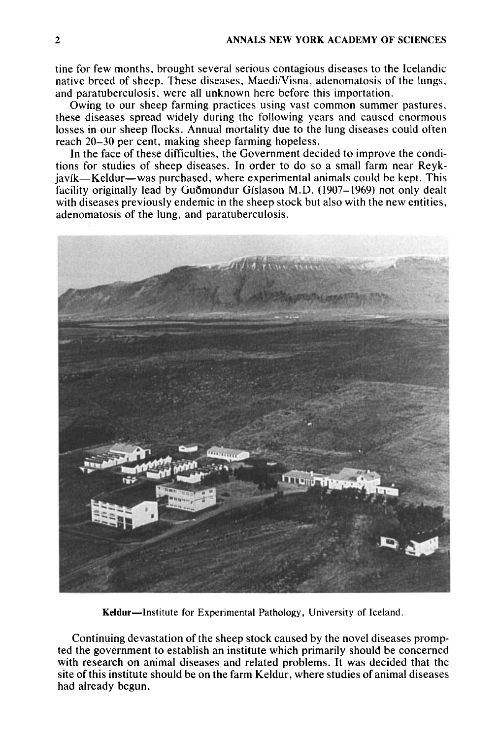tine for few months, brought several serious contagious diseases to the Icelandic native breed of sheep. These diseases, Maedi/Visna, adenomatosis of the lungs, and paratuberculosis, were all unknown here before this importation.

Owing to our sheep farming practices using vast common summer pastures, these diseases spread widely during the following years and caused enormous losses in our sheep flocks. Annual mortality due to the lung diseases could often reach 20–30 per cent, making sheep farming hopeless.

In the face of these difficulties, the Government decided to improve the conditions for studies of sheep diseases. In order to do so a small farm near Reykjavík—Keldur—was purchased, where experimental animals could be kept. This facility originally lead by Guðmundur Gíslason M.D. (1907–1969) not only dealt with diseases previously endemic in the sheep stock but also with the new entities, adenomatosis of the lung, and paratuberculosis.

**Keldur**—Institute for Experimental Pathology, University of Iceland.

Continuing devastation of the sheep stock caused by the novel diseases prompted the government to establish an institute which primarily should be concerned with research on animal diseases and related problems. It was decided that the site of this institute should be on the farm Keldur, where studies of animal diseases had already begun.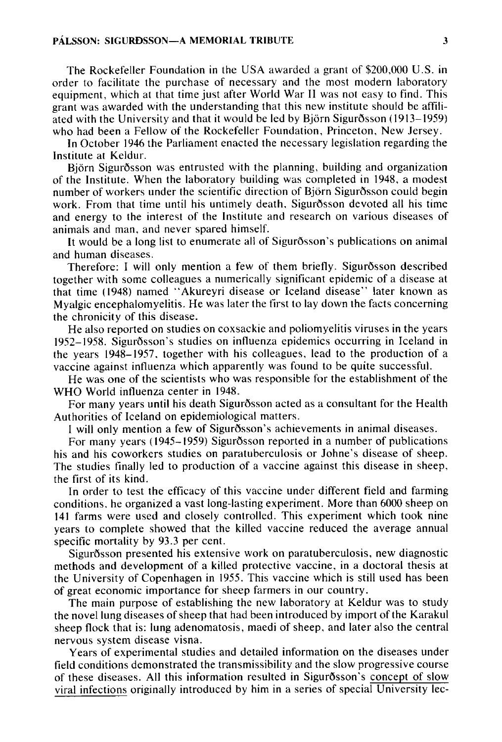The Rockefeller Foundation in the USA awarded a grant of $200,000 U.S. in order to facilitate the purchase of necessary and the most modern laboratory equipment, which at that time just after World War II was not easy to find. This grant was awarded with the understanding that this new institute should be affiliated with the University and that it would be led by Björn Sigurðsson (1913–1959) who had been a Fellow of the Rockefeller Foundation, Princeton, New Jersey.

In October 1946 the Parliament enacted the necessary legislation regarding the Institute at Keldur.

Björn Sigurðsson was entrusted with the planning, building and organization of the Institute. When the laboratory building was completed in 1948, a modest number of workers under the scientific direction of Björn Sigurðsson could begin work. From that time until his untimely death, Sigurðsson devoted all his time and energy to the interest of the Institute and research on various diseases of animals and man, and never spared himself.

It would be a long list to enumerate all of Sigurðsson's publications on animal and human diseases.

Therefore: I will only mention a few of them briefly. Sigurðsson described together with some colleagues a numerically significant epidemic of a disease at that time (1948) named "Akureyri disease or Iceland disease" later known as Myalgic encephalomyelitis. He was later the first to lay down the facts concerning the chronicity of this disease.

He also reported on studies on coxsackie and poliomyelitis viruses in the years 1952–1958. Sigurðsson's studies on influenza epidemics occurring in Iceland in the years 1948–1957, together with his colleagues, lead to the production of a vaccine against influenza which apparently was found to be quite successful.

He was one of the scientists who was responsible for the establishment of the WHO World influenza center in 1948.

For many years until his death Sigurðsson acted as a consultant for the Health Authorities of Iceland on epidemiological matters.

I will only mention a few of Sigurðsson's achievements in animal diseases.

For many years (1945–1959) Sigurðsson reported in a number of publications his and his coworkers studies on paratuberculosis or Johne's disease of sheep. The studies finally led to production of a vaccine against this disease in sheep, the first of its kind.

In order to test the efficacy of this vaccine under different field and farming conditions, he organized a vast long-lasting experiment. More than 6000 sheep on 141 farms were used and closely controlled. This experiment which took nine years to complete showed that the killed vaccine reduced the average annual specific mortality by 93.3 per cent.

Sigurðsson presented his extensive work on paratuberculosis, new diagnostic methods and development of a killed protective vaccine, in a doctoral thesis at the University of Copenhagen in 1955. This vaccine which is still used has been of great economic importance for sheep farmers in our country.

The main purpose of establishing the new laboratory at Keldur was to study the novel lung diseases of sheep that had been introduced by import of the Karakul sheep flock that is: lung adenomatosis, maedi of sheep, and later also the central nervous system disease visna.

Years of experimental studies and detailed information on the diseases under field conditions demonstrated the transmissibility and the slow progressive course of these diseases. All this information resulted in Sigurðsson's concept of slow viral infections originally introduced by him in a series of special University lec-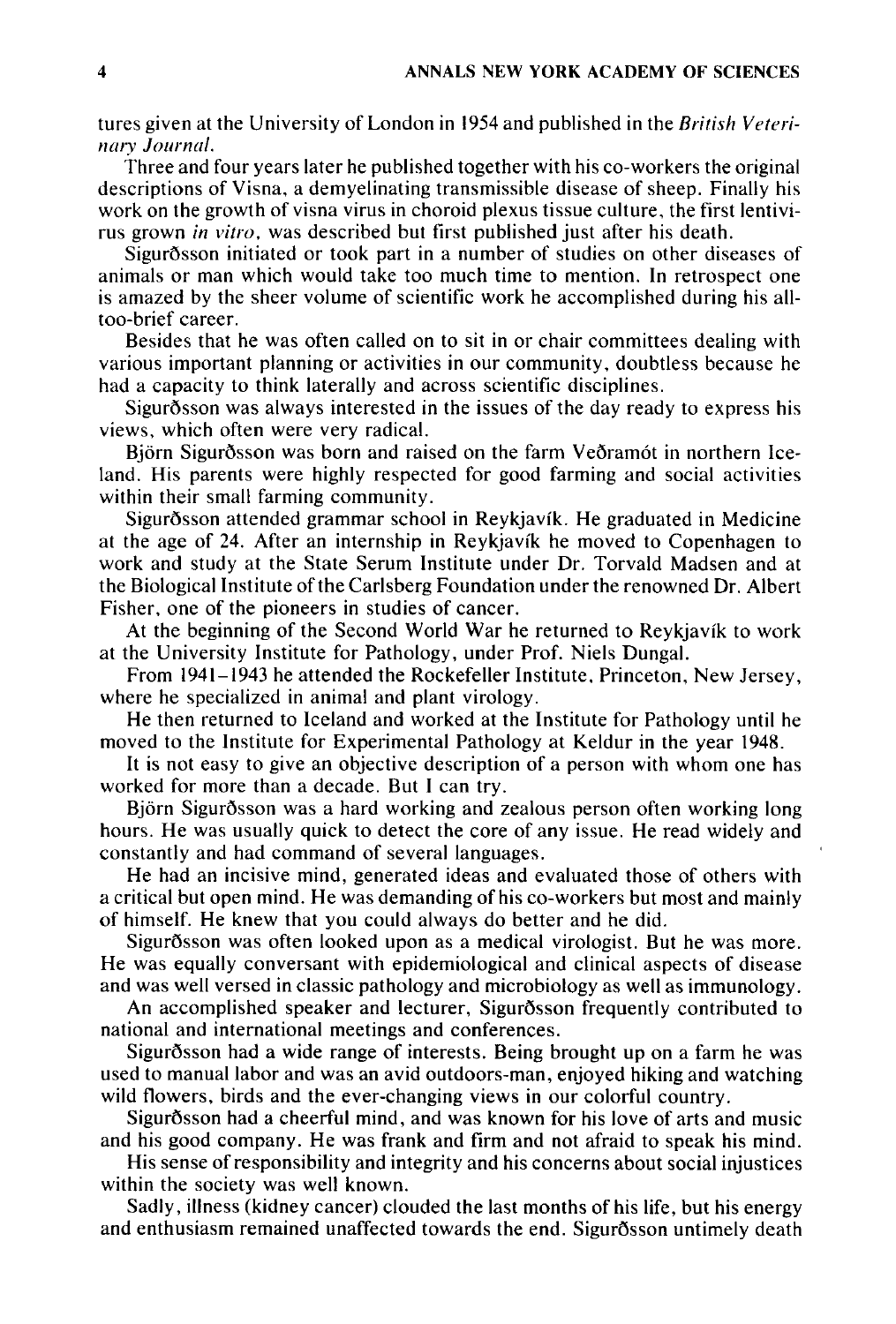tures given at the University of London in 1954 and published in the *British Veterinary Journal*.

Three and four years later he published together with his co-workers the original descriptions of Visna, a demyelinating transmissible disease of sheep. Finally his work on the growth of visna virus in choroid plexus tissue culture, the first lentivirus grown *in vitro*, was described but first published just after his death.

Sigurðsson initiated or took part in a number of studies on other diseases of animals or man which would take too much time to mention. In retrospect one is amazed by the sheer volume of scientific work he accomplished during his all-too-brief career.

Besides that he was often called on to sit in or chair committees dealing with various important planning or activities in our community, doubtless because he had a capacity to think laterally and across scientific disciplines.

Sigurðsson was always interested in the issues of the day ready to express his views, which often were very radical.

Björn Sigurðsson was born and raised on the farm Veðramót in northern Iceland. His parents were highly respected for good farming and social activities within their small farming community.

Sigurðsson attended grammar school in Reykjavík. He graduated in Medicine at the age of 24. After an internship in Reykjavík he moved to Copenhagen to work and study at the State Serum Institute under Dr. Torvald Madsen and at the Biological Institute of the Carlsberg Foundation under the renowned Dr. Albert Fisher, one of the pioneers in studies of cancer.

At the beginning of the Second World War he returned to Reykjavík to work at the University Institute for Pathology, under Prof. Niels Dungal.

From 1941–1943 he attended the Rockefeller Institute, Princeton, New Jersey, where he specialized in animal and plant virology.

He then returned to Iceland and worked at the Institute for Pathology until he moved to the Institute for Experimental Pathology at Keldur in the year 1948.

It is not easy to give an objective description of a person with whom one has worked for more than a decade. But I can try.

Björn Sigurðsson was a hard working and zealous person often working long hours. He was usually quick to detect the core of any issue. He read widely and constantly and had command of several languages.

He had an incisive mind, generated ideas and evaluated those of others with a critical but open mind. He was demanding of his co-workers but most and mainly of himself. He knew that you could always do better and he did.

Sigurðsson was often looked upon as a medical virologist. But he was more. He was equally conversant with epidemiological and clinical aspects of disease and was well versed in classic pathology and microbiology as well as immunology.

An accomplished speaker and lecturer, Sigurðsson frequently contributed to national and international meetings and conferences.

Sigurðsson had a wide range of interests. Being brought up on a farm he was used to manual labor and was an avid outdoors-man, enjoyed hiking and watching wild flowers, birds and the ever-changing views in our colorful country.

Sigurðsson had a cheerful mind, and was known for his love of arts and music and his good company. He was frank and firm and not afraid to speak his mind.

His sense of responsibility and integrity and his concerns about social injustices within the society was well known.

Sadly, illness (kidney cancer) clouded the last months of his life, but his energy and enthusiasm remained unaffected towards the end. Sigurðsson untimely death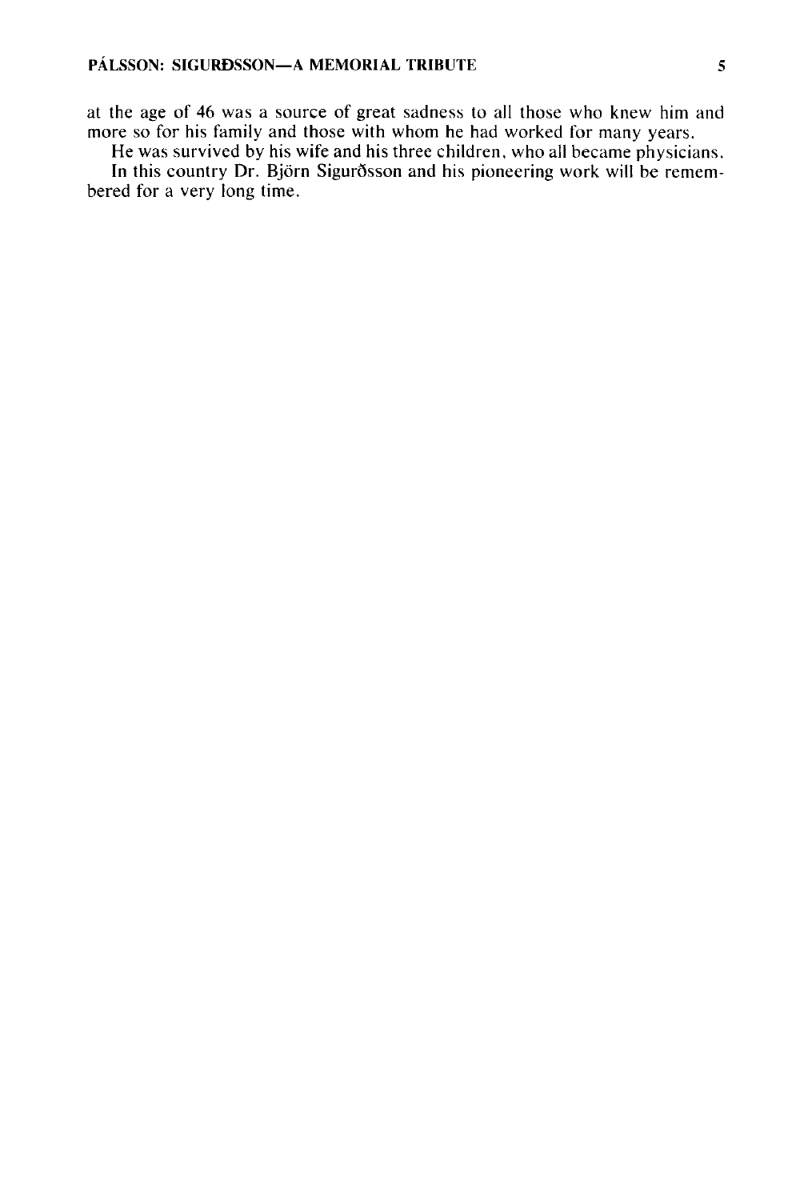at the age of 46 was a source of great sadness to all those who knew him and more so for his family and those with whom he had worked for many years.

He was survived by his wife and his three children, who all became physicians.

In this country Dr. Björn Sigurðsson and his pioneering work will be remembered for a very long time.